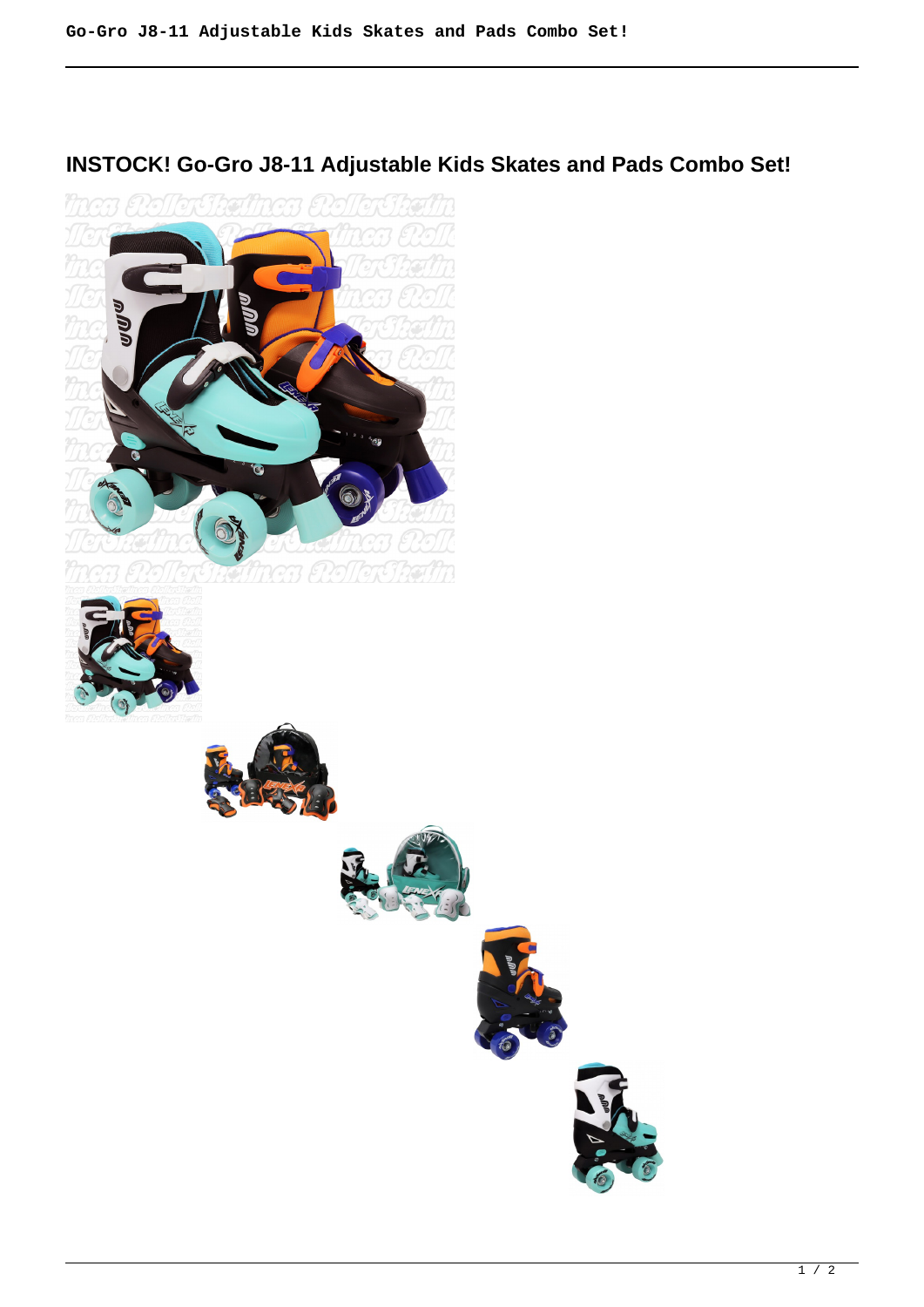# INSTOCK! Go-Gro J8-11 Adjustable Kids Skates and Pads Combo Set!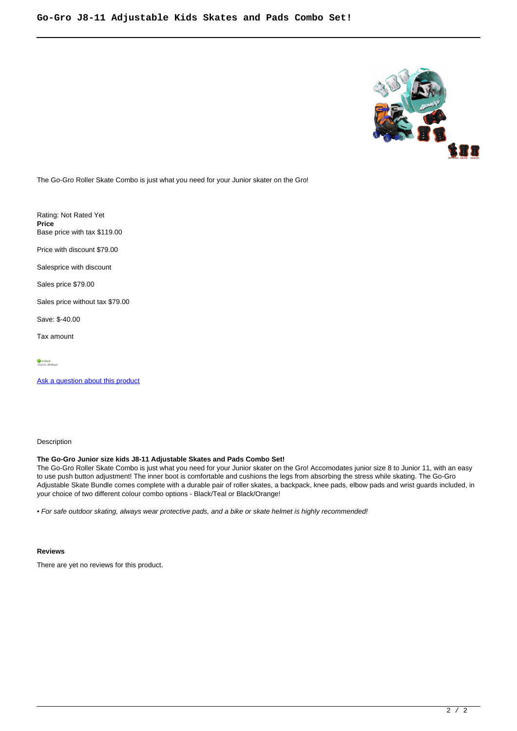# Go-Gro J8-11 Adjustable Kids Skates and Pads Combo Set!

The Go-Gro Roller Skate Combo is just what you need for your Junior skater on the Gro!

Rating: Not Rated Yet
**Price**
Base price with tax $119.00

Price with discount $79.00

Salesprice with discount

Sales price $79.00

Sales price without tax $79.00

Save: $-40.00

Tax amount

In Stock
Ships In: 24 Hours

[Ask a question about this product]

Description

**The Go-Gro Junior size kids J8-11 Adjustable Skates and Pads Combo Set!**
The Go-Gro Roller Skate Combo is just what you need for your Junior skater on the Gro! Accomodates junior size 8 to Junior 11, with an easy to use push button adjustment! The inner boot is comfortable and cushions the legs from absorbing the stress while skating. The Go-Gro Adjustable Skate Bundle comes complete with a durable pair of roller skates, a backpack, knee pads, elbow pads and wrist guards included, in your choice of two different colour combo options - Black/Teal or Black/Orange!

• *For safe outdoor skating, always wear protective pads, and a bike or skate helmet is highly recommended!*

**Reviews**

There are yet no reviews for this product.